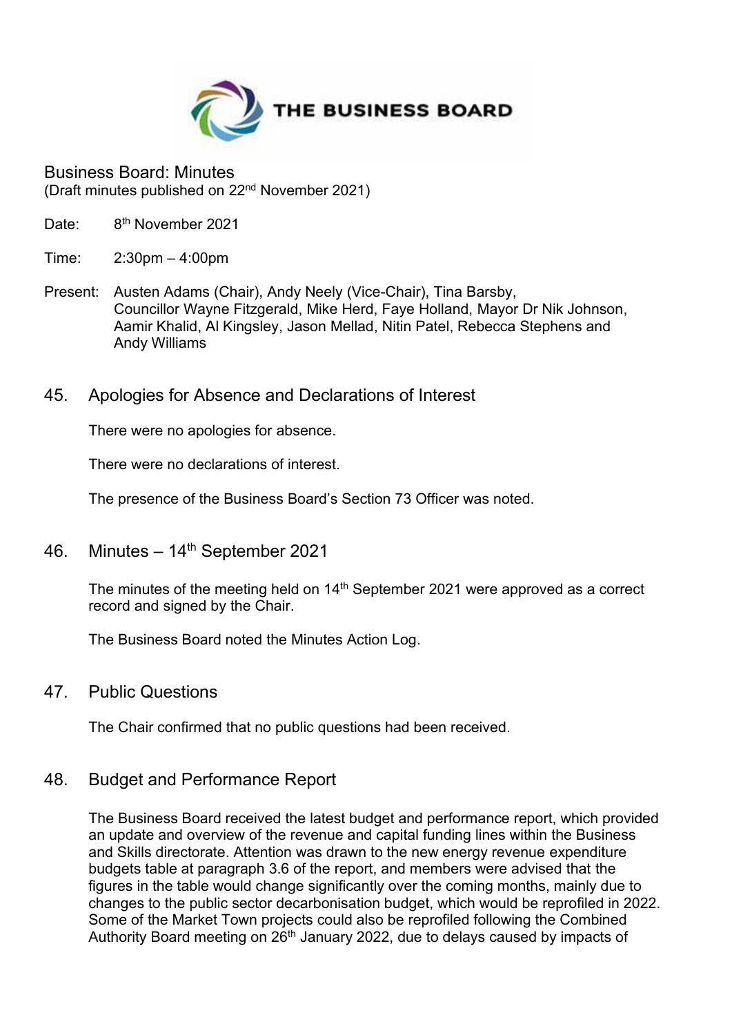THE BUSINESS BOARD

# Business Board: Minutes

(Draft minutes published on 22nd November 2021)

Date: 8th November 2021

Time: 2:30pm – 4:00pm

Present: Austen Adams (Chair), Andy Neely (Vice-Chair), Tina Barsby, Councillor Wayne Fitzgerald, Mike Herd, Faye Holland, Mayor Dr Nik Johnson, Aamir Khalid, Al Kingsley, Jason Mellad, Nitin Patel, Rebecca Stephens and Andy Williams

## 45. Apologies for Absence and Declarations of Interest

There were no apologies for absence.

There were no declarations of interest.

The presence of the Business Board's Section 73 Officer was noted.

## 46. Minutes – 14th September 2021

The minutes of the meeting held on 14th September 2021 were approved as a correct record and signed by the Chair.

The Business Board noted the Minutes Action Log.

## 47. Public Questions

The Chair confirmed that no public questions had been received.

## 48. Budget and Performance Report

The Business Board received the latest budget and performance report, which provided an update and overview of the revenue and capital funding lines within the Business and Skills directorate. Attention was drawn to the new energy revenue expenditure budgets table at paragraph 3.6 of the report, and members were advised that the figures in the table would change significantly over the coming months, mainly due to changes to the public sector decarbonisation budget, which would be reprofiled in 2022. Some of the Market Town projects could also be reprofiled following the Combined Authority Board meeting on 26th January 2022, due to delays caused by impacts of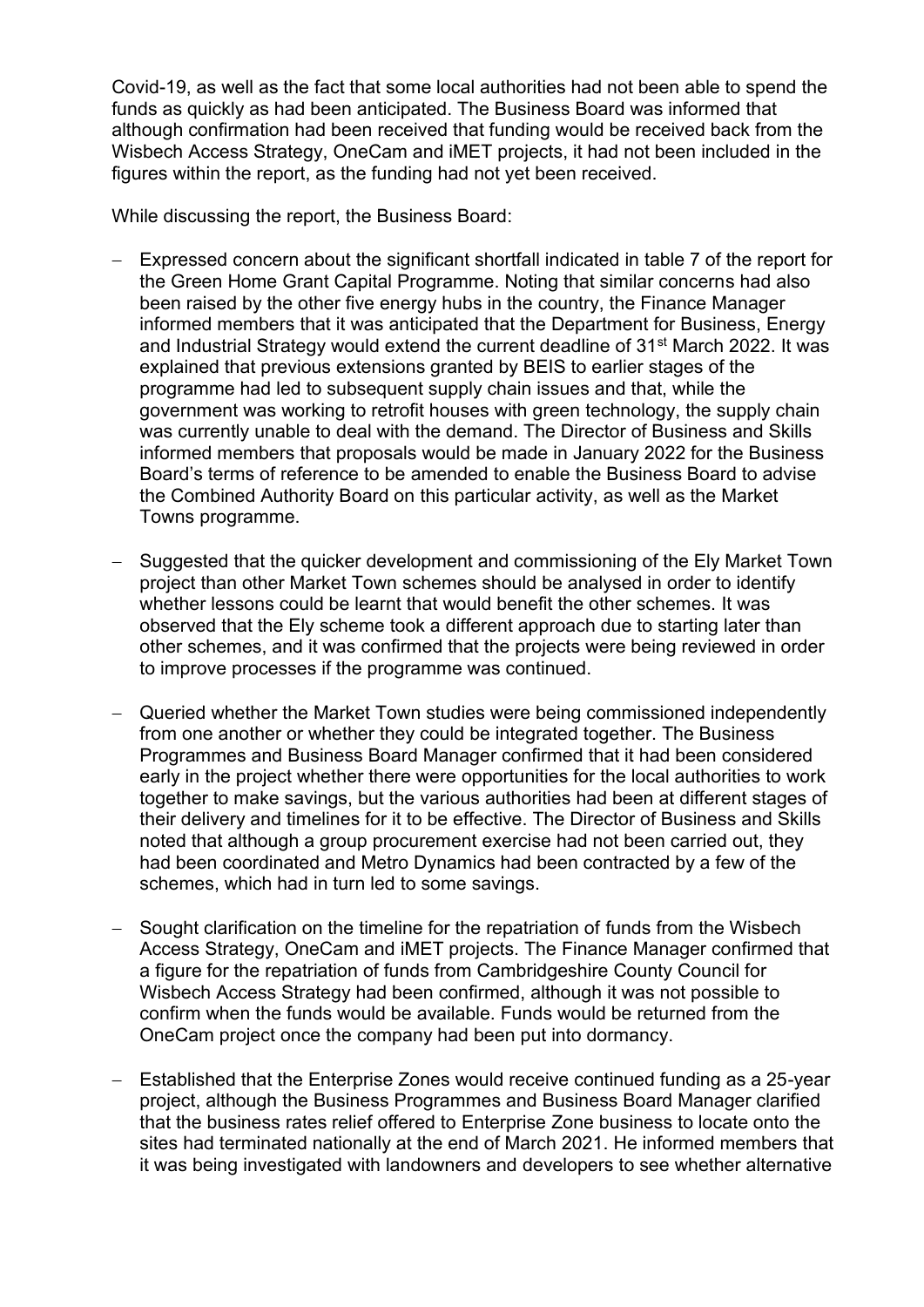Covid-19, as well as the fact that some local authorities had not been able to spend the funds as quickly as had been anticipated. The Business Board was informed that although confirmation had been received that funding would be received back from the Wisbech Access Strategy, OneCam and iMET projects, it had not been included in the figures within the report, as the funding had not yet been received.

While discussing the report, the Business Board:

- Expressed concern about the significant shortfall indicated in table 7 of the report for the Green Home Grant Capital Programme. Noting that similar concerns had also been raised by the other five energy hubs in the country, the Finance Manager informed members that it was anticipated that the Department for Business, Energy and Industrial Strategy would extend the current deadline of 31st March 2022. It was explained that previous extensions granted by BEIS to earlier stages of the programme had led to subsequent supply chain issues and that, while the government was working to retrofit houses with green technology, the supply chain was currently unable to deal with the demand. The Director of Business and Skills informed members that proposals would be made in January 2022 for the Business Board's terms of reference to be amended to enable the Business Board to advise the Combined Authority Board on this particular activity, as well as the Market Towns programme.

- Suggested that the quicker development and commissioning of the Ely Market Town project than other Market Town schemes should be analysed in order to identify whether lessons could be learnt that would benefit the other schemes. It was observed that the Ely scheme took a different approach due to starting later than other schemes, and it was confirmed that the projects were being reviewed in order to improve processes if the programme was continued.

- Queried whether the Market Town studies were being commissioned independently from one another or whether they could be integrated together. The Business Programmes and Business Board Manager confirmed that it had been considered early in the project whether there were opportunities for the local authorities to work together to make savings, but the various authorities had been at different stages of their delivery and timelines for it to be effective. The Director of Business and Skills noted that although a group procurement exercise had not been carried out, they had been coordinated and Metro Dynamics had been contracted by a few of the schemes, which had in turn led to some savings.

- Sought clarification on the timeline for the repatriation of funds from the Wisbech Access Strategy, OneCam and iMET projects. The Finance Manager confirmed that a figure for the repatriation of funds from Cambridgeshire County Council for Wisbech Access Strategy had been confirmed, although it was not possible to confirm when the funds would be available. Funds would be returned from the OneCam project once the company had been put into dormancy.

- Established that the Enterprise Zones would receive continued funding as a 25-year project, although the Business Programmes and Business Board Manager clarified that the business rates relief offered to Enterprise Zone business to locate onto the sites had terminated nationally at the end of March 2021. He informed members that it was being investigated with landowners and developers to see whether alternative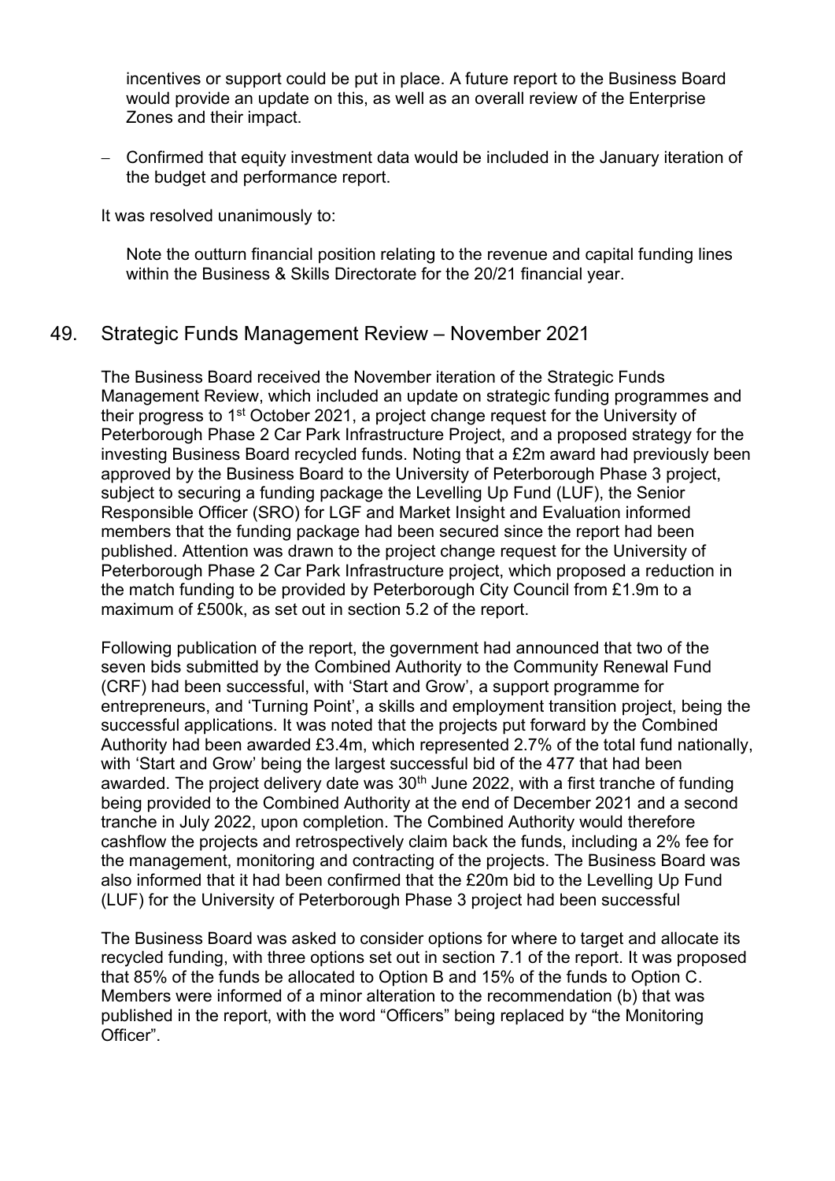incentives or support could be put in place. A future report to the Business Board would provide an update on this, as well as an overall review of the Enterprise Zones and their impact.

- Confirmed that equity investment data would be included in the January iteration of the budget and performance report.

It was resolved unanimously to:

Note the outturn financial position relating to the revenue and capital funding lines within the Business & Skills Directorate for the 20/21 financial year.

## 49. Strategic Funds Management Review – November 2021

The Business Board received the November iteration of the Strategic Funds Management Review, which included an update on strategic funding programmes and their progress to 1st October 2021, a project change request for the University of Peterborough Phase 2 Car Park Infrastructure Project, and a proposed strategy for the investing Business Board recycled funds. Noting that a £2m award had previously been approved by the Business Board to the University of Peterborough Phase 3 project, subject to securing a funding package the Levelling Up Fund (LUF), the Senior Responsible Officer (SRO) for LGF and Market Insight and Evaluation informed members that the funding package had been secured since the report had been published. Attention was drawn to the project change request for the University of Peterborough Phase 2 Car Park Infrastructure project, which proposed a reduction in the match funding to be provided by Peterborough City Council from £1.9m to a maximum of £500k, as set out in section 5.2 of the report.

Following publication of the report, the government had announced that two of the seven bids submitted by the Combined Authority to the Community Renewal Fund (CRF) had been successful, with 'Start and Grow', a support programme for entrepreneurs, and 'Turning Point', a skills and employment transition project, being the successful applications. It was noted that the projects put forward by the Combined Authority had been awarded £3.4m, which represented 2.7% of the total fund nationally, with 'Start and Grow' being the largest successful bid of the 477 that had been awarded. The project delivery date was 30th June 2022, with a first tranche of funding being provided to the Combined Authority at the end of December 2021 and a second tranche in July 2022, upon completion. The Combined Authority would therefore cashflow the projects and retrospectively claim back the funds, including a 2% fee for the management, monitoring and contracting of the projects. The Business Board was also informed that it had been confirmed that the £20m bid to the Levelling Up Fund (LUF) for the University of Peterborough Phase 3 project had been successful

The Business Board was asked to consider options for where to target and allocate its recycled funding, with three options set out in section 7.1 of the report. It was proposed that 85% of the funds be allocated to Option B and 15% of the funds to Option C. Members were informed of a minor alteration to the recommendation (b) that was published in the report, with the word "Officers" being replaced by "the Monitoring Officer".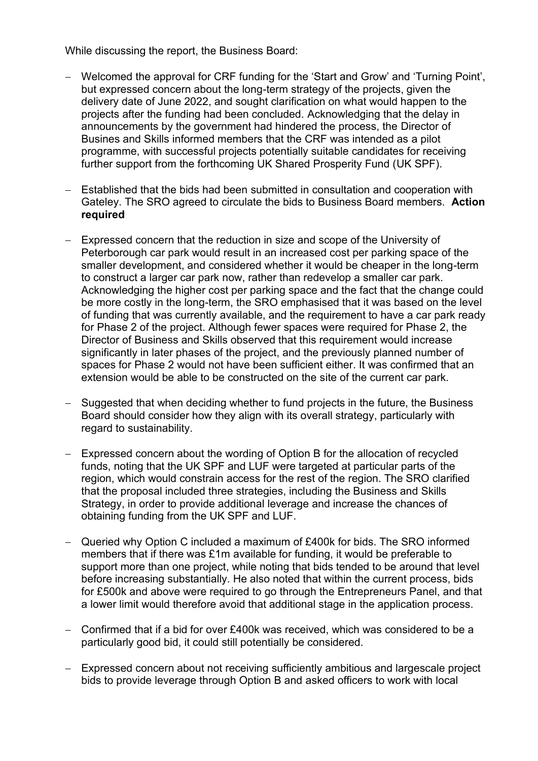While discussing the report, the Business Board:

- Welcomed the approval for CRF funding for the 'Start and Grow' and 'Turning Point', but expressed concern about the long-term strategy of the projects, given the delivery date of June 2022, and sought clarification on what would happen to the projects after the funding had been concluded. Acknowledging that the delay in announcements by the government had hindered the process, the Director of Busines and Skills informed members that the CRF was intended as a pilot programme, with successful projects potentially suitable candidates for receiving further support from the forthcoming UK Shared Prosperity Fund (UK SPF).

- Established that the bids had been submitted in consultation and cooperation with Gateley. The SRO agreed to circulate the bids to Business Board members. **Action required**

- Expressed concern that the reduction in size and scope of the University of Peterborough car park would result in an increased cost per parking space of the smaller development, and considered whether it would be cheaper in the long-term to construct a larger car park now, rather than redevelop a smaller car park. Acknowledging the higher cost per parking space and the fact that the change could be more costly in the long-term, the SRO emphasised that it was based on the level of funding that was currently available, and the requirement to have a car park ready for Phase 2 of the project. Although fewer spaces were required for Phase 2, the Director of Business and Skills observed that this requirement would increase significantly in later phases of the project, and the previously planned number of spaces for Phase 2 would not have been sufficient either. It was confirmed that an extension would be able to be constructed on the site of the current car park.

- Suggested that when deciding whether to fund projects in the future, the Business Board should consider how they align with its overall strategy, particularly with regard to sustainability.

- Expressed concern about the wording of Option B for the allocation of recycled funds, noting that the UK SPF and LUF were targeted at particular parts of the region, which would constrain access for the rest of the region. The SRO clarified that the proposal included three strategies, including the Business and Skills Strategy, in order to provide additional leverage and increase the chances of obtaining funding from the UK SPF and LUF.

- Queried why Option C included a maximum of £400k for bids. The SRO informed members that if there was £1m available for funding, it would be preferable to support more than one project, while noting that bids tended to be around that level before increasing substantially. He also noted that within the current process, bids for £500k and above were required to go through the Entrepreneurs Panel, and that a lower limit would therefore avoid that additional stage in the application process.

- Confirmed that if a bid for over £400k was received, which was considered to be a particularly good bid, it could still potentially be considered.

- Expressed concern about not receiving sufficiently ambitious and largescale project bids to provide leverage through Option B and asked officers to work with local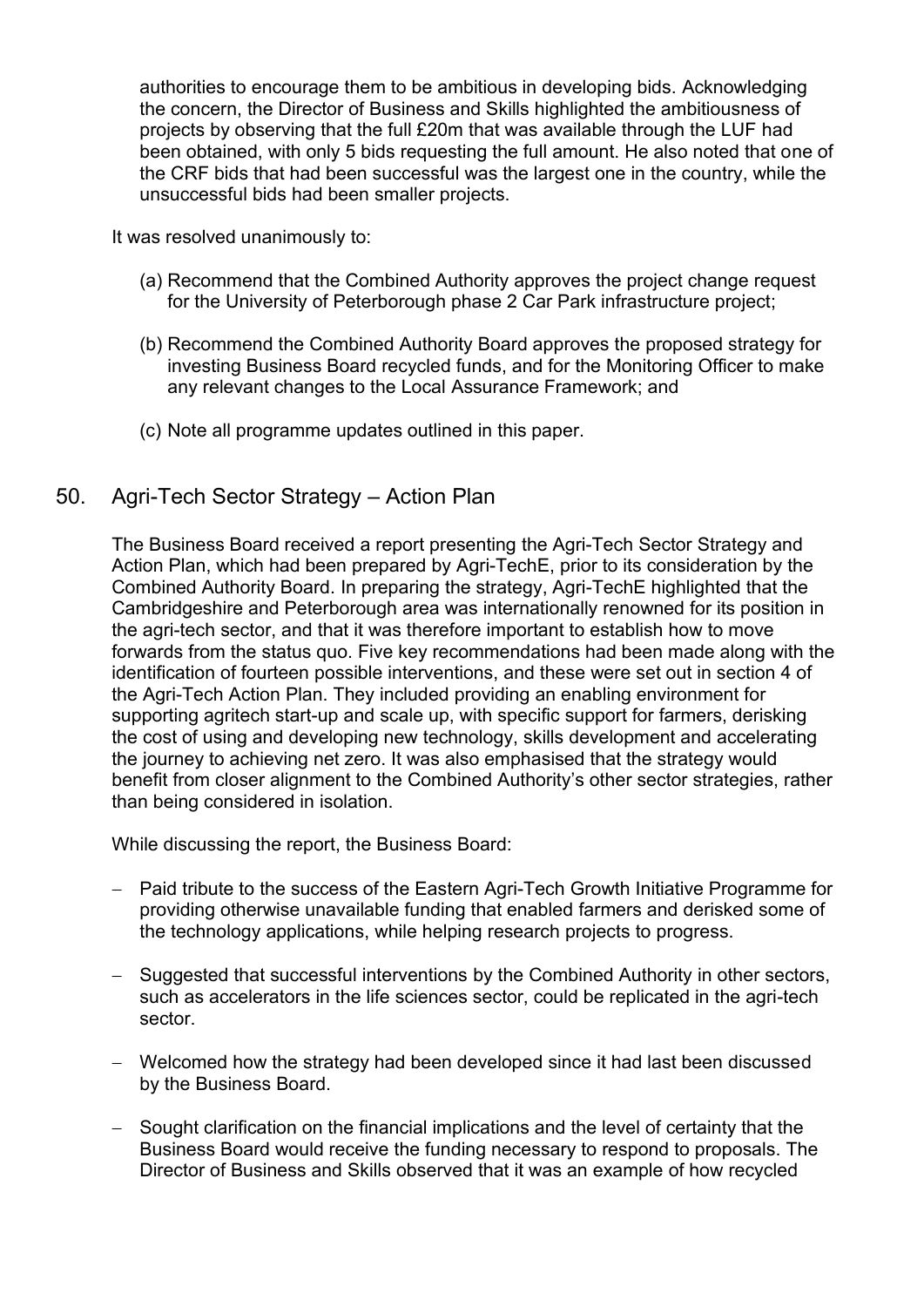authorities to encourage them to be ambitious in developing bids. Acknowledging the concern, the Director of Business and Skills highlighted the ambitiousness of projects by observing that the full £20m that was available through the LUF had been obtained, with only 5 bids requesting the full amount. He also noted that one of the CRF bids that had been successful was the largest one in the country, while the unsuccessful bids had been smaller projects.

It was resolved unanimously to:

(a) Recommend that the Combined Authority approves the project change request for the University of Peterborough phase 2 Car Park infrastructure project;

(b) Recommend the Combined Authority Board approves the proposed strategy for investing Business Board recycled funds, and for the Monitoring Officer to make any relevant changes to the Local Assurance Framework; and

(c) Note all programme updates outlined in this paper.

## 50. Agri-Tech Sector Strategy – Action Plan

The Business Board received a report presenting the Agri-Tech Sector Strategy and Action Plan, which had been prepared by Agri-TechE, prior to its consideration by the Combined Authority Board. In preparing the strategy, Agri-TechE highlighted that the Cambridgeshire and Peterborough area was internationally renowned for its position in the agri-tech sector, and that it was therefore important to establish how to move forwards from the status quo. Five key recommendations had been made along with the identification of fourteen possible interventions, and these were set out in section 4 of the Agri-Tech Action Plan. They included providing an enabling environment for supporting agritech start-up and scale up, with specific support for farmers, derisking the cost of using and developing new technology, skills development and accelerating the journey to achieving net zero. It was also emphasised that the strategy would benefit from closer alignment to the Combined Authority's other sector strategies, rather than being considered in isolation.

While discussing the report, the Business Board:

- Paid tribute to the success of the Eastern Agri-Tech Growth Initiative Programme for providing otherwise unavailable funding that enabled farmers and derisked some of the technology applications, while helping research projects to progress.

- Suggested that successful interventions by the Combined Authority in other sectors, such as accelerators in the life sciences sector, could be replicated in the agri-tech sector.

- Welcomed how the strategy had been developed since it had last been discussed by the Business Board.

- Sought clarification on the financial implications and the level of certainty that the Business Board would receive the funding necessary to respond to proposals. The Director of Business and Skills observed that it was an example of how recycled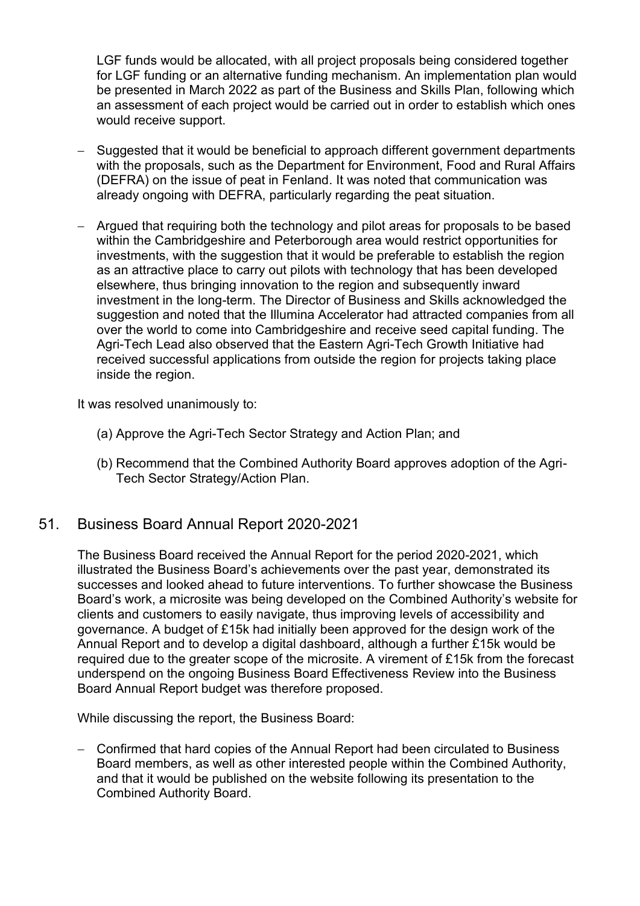LGF funds would be allocated, with all project proposals being considered together for LGF funding or an alternative funding mechanism. An implementation plan would be presented in March 2022 as part of the Business and Skills Plan, following which an assessment of each project would be carried out in order to establish which ones would receive support.

- Suggested that it would be beneficial to approach different government departments with the proposals, such as the Department for Environment, Food and Rural Affairs (DEFRA) on the issue of peat in Fenland. It was noted that communication was already ongoing with DEFRA, particularly regarding the peat situation.

- Argued that requiring both the technology and pilot areas for proposals to be based within the Cambridgeshire and Peterborough area would restrict opportunities for investments, with the suggestion that it would be preferable to establish the region as an attractive place to carry out pilots with technology that has been developed elsewhere, thus bringing innovation to the region and subsequently inward investment in the long-term. The Director of Business and Skills acknowledged the suggestion and noted that the Illumina Accelerator had attracted companies from all over the world to come into Cambridgeshire and receive seed capital funding. The Agri-Tech Lead also observed that the Eastern Agri-Tech Growth Initiative had received successful applications from outside the region for projects taking place inside the region.

It was resolved unanimously to:

(a) Approve the Agri-Tech Sector Strategy and Action Plan; and

(b) Recommend that the Combined Authority Board approves adoption of the Agri-Tech Sector Strategy/Action Plan.

## 51. Business Board Annual Report 2020-2021

The Business Board received the Annual Report for the period 2020-2021, which illustrated the Business Board's achievements over the past year, demonstrated its successes and looked ahead to future interventions. To further showcase the Business Board's work, a microsite was being developed on the Combined Authority's website for clients and customers to easily navigate, thus improving levels of accessibility and governance. A budget of £15k had initially been approved for the design work of the Annual Report and to develop a digital dashboard, although a further £15k would be required due to the greater scope of the microsite. A virement of £15k from the forecast underspend on the ongoing Business Board Effectiveness Review into the Business Board Annual Report budget was therefore proposed.

While discussing the report, the Business Board:

- Confirmed that hard copies of the Annual Report had been circulated to Business Board members, as well as other interested people within the Combined Authority, and that it would be published on the website following its presentation to the Combined Authority Board.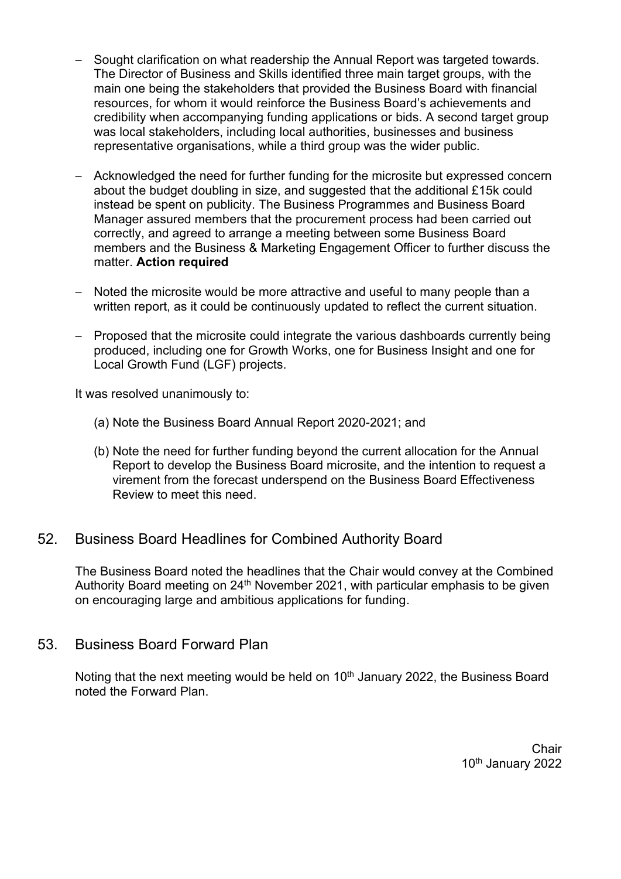- Sought clarification on what readership the Annual Report was targeted towards. The Director of Business and Skills identified three main target groups, with the main one being the stakeholders that provided the Business Board with financial resources, for whom it would reinforce the Business Board's achievements and credibility when accompanying funding applications or bids. A second target group was local stakeholders, including local authorities, businesses and business representative organisations, while a third group was the wider public.

- Acknowledged the need for further funding for the microsite but expressed concern about the budget doubling in size, and suggested that the additional £15k could instead be spent on publicity. The Business Programmes and Business Board Manager assured members that the procurement process had been carried out correctly, and agreed to arrange a meeting between some Business Board members and the Business & Marketing Engagement Officer to further discuss the matter. **Action required**

- Noted the microsite would be more attractive and useful to many people than a written report, as it could be continuously updated to reflect the current situation.

- Proposed that the microsite could integrate the various dashboards currently being produced, including one for Growth Works, one for Business Insight and one for Local Growth Fund (LGF) projects.

It was resolved unanimously to:

(a) Note the Business Board Annual Report 2020-2021; and

(b) Note the need for further funding beyond the current allocation for the Annual Report to develop the Business Board microsite, and the intention to request a virement from the forecast underspend on the Business Board Effectiveness Review to meet this need.

## 52. Business Board Headlines for Combined Authority Board

The Business Board noted the headlines that the Chair would convey at the Combined Authority Board meeting on 24th November 2021, with particular emphasis to be given on encouraging large and ambitious applications for funding.

## 53. Business Board Forward Plan

Noting that the next meeting would be held on 10th January 2022, the Business Board noted the Forward Plan.

Chair
10th January 2022